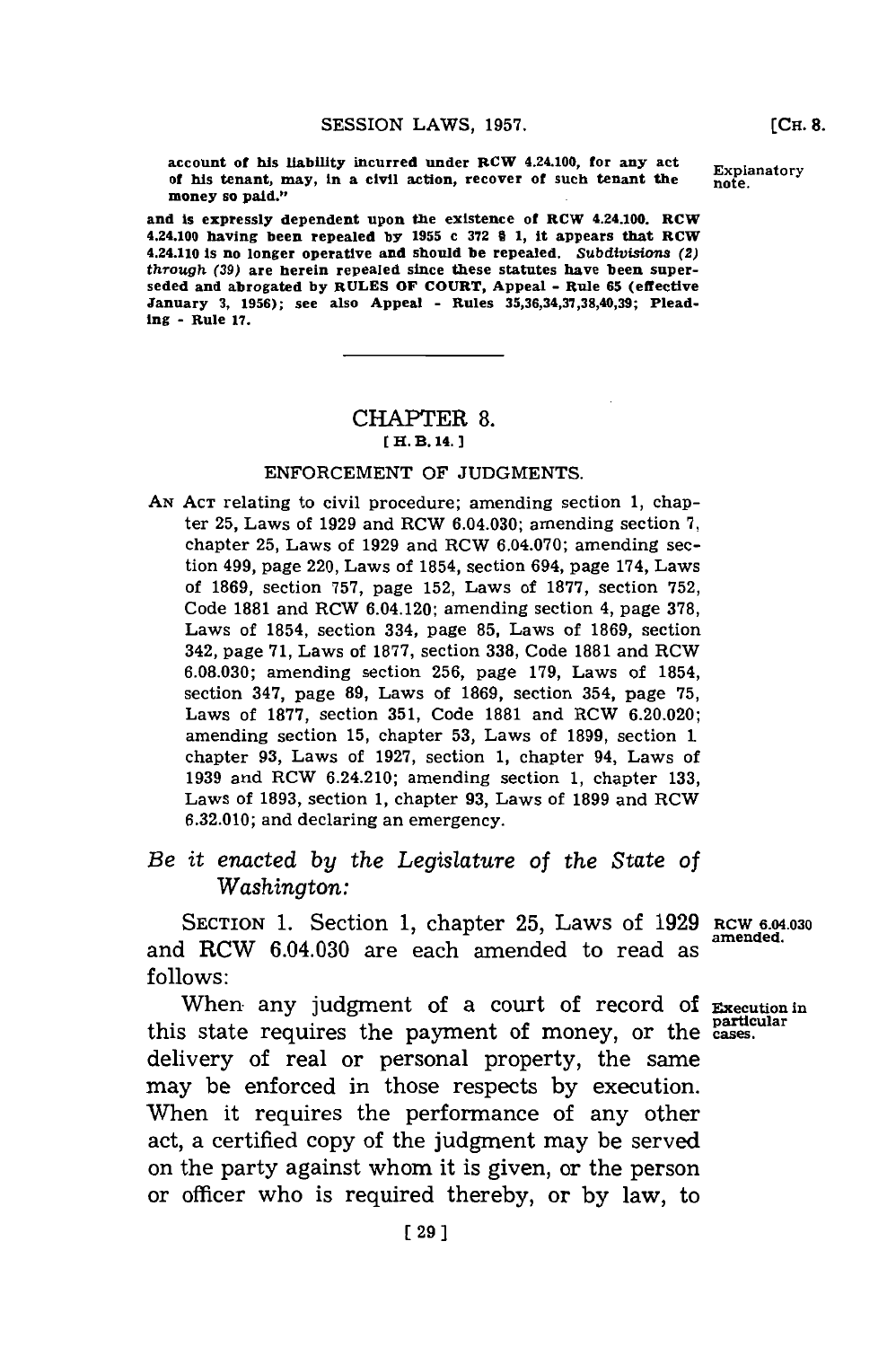account of his liability incurred under RCW 4.24.100, for any act of his tenant, may, in a civil action, recover of such tenant the money so paid."

Explanatory note.

and is expressly dependent upon the existence of RCW 4.24.100. RCW 4.24.100 having been repealed by 1955 c 372 § 1, it appears that RCW 4.24.110 is no longer operative and should be repealed. *Subdivisions (2) through (39)* are herein repealed since these statutes have been superseded and abrogated by RULES OF COURT, Appeal - Rule 65 (effective January 3, 1956); see also Appeal - Rules 35,36,34,37,38,40,39; Pleading - Rule 17.

---

# CHAPTER 8.

## [H. B. 14.]

## ENFORCEMENT OF JUDGMENTS.

AN ACT relating to civil procedure; amending section 1, chapter 25, Laws of 1929 and RCW 6.04.030; amending section 7, chapter 25, Laws of 1929 and RCW 6.04.070; amending section 499, page 220, Laws of 1854, section 694, page 174, Laws of 1869, section 757, page 152, Laws of 1877, section 752, Code 1881 and RCW 6.04.120; amending section 4, page 378, Laws of 1854, section 334, page 85, Laws of 1869, section 342, page 71, Laws of 1877, section 338, Code 1881 and RCW 6.08.030; amending section 256, page 179, Laws of 1854, section 347, page 89, Laws of 1869, section 354, page 75, Laws of 1877, section 351, Code 1881 and RCW 6.20.020; amending section 15, chapter 53, Laws of 1899, section 1 chapter 93, Laws of 1927, section 1, chapter 94, Laws of 1939 and RCW 6.24.210; amending section 1, chapter 133, Laws of 1893, section 1, chapter 93, Laws of 1899 and RCW 6.32.010; and declaring an emergency.

*Be it enacted by the Legislature of the State of Washington:*

SECTION 1. Section 1, chapter 25, Laws of 1929 and RCW 6.04.030 are each amended to read as follows:

RCW 6.04.030 amended.

When any judgment of a court of record of this state requires the payment of money, or the delivery of real or personal property, the same may be enforced in those respects by execution. When it requires the performance of any other act, a certified copy of the judgment may be served on the party against whom it is given, or the person or officer who is required thereby, or by law, to

Execution in particular cases.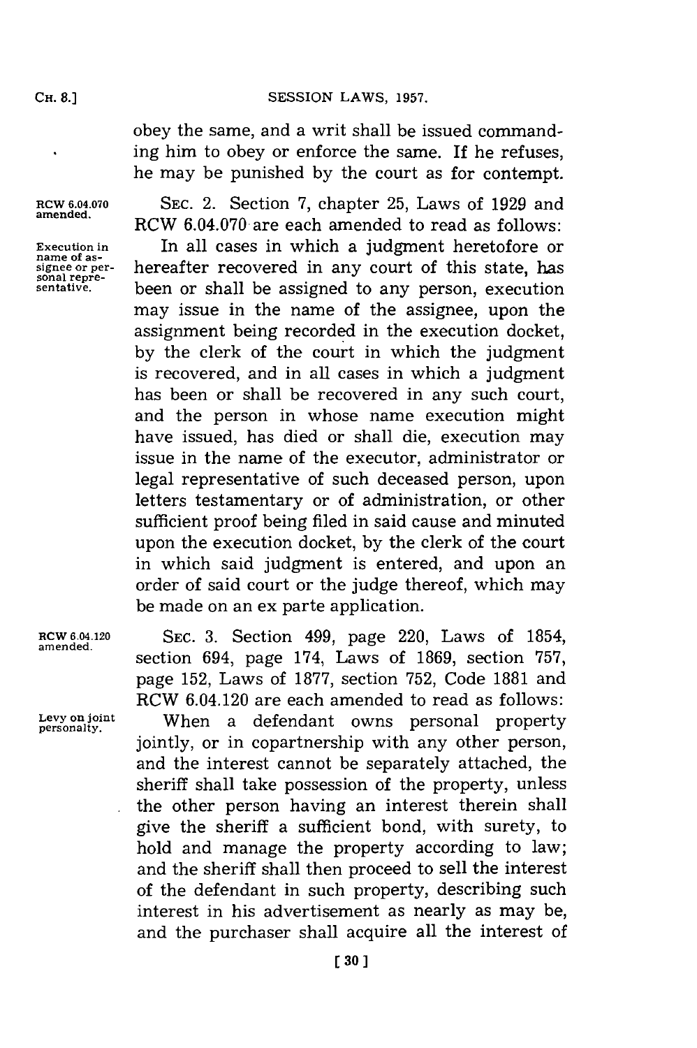obey the same, and a writ shall be issued commanding him to obey or enforce the same. If he refuses, he may be punished by the court as for contempt.

RCW 6.04.070 amended.

SEC. 2. Section 7, chapter 25, Laws of 1929 and RCW 6.04.070 are each amended to read as follows:

Execution in name of assignee or personal representative.

In all cases in which a judgment heretofore or hereafter recovered in any court of this state, has been or shall be assigned to any person, execution may issue in the name of the assignee, upon the assignment being recorded in the execution docket, by the clerk of the court in which the judgment is recovered, and in all cases in which a judgment has been or shall be recovered in any such court, and the person in whose name execution might have issued, has died or shall die, execution may issue in the name of the executor, administrator or legal representative of such deceased person, upon letters testamentary or of administration, or other sufficient proof being filed in said cause and minuted upon the execution docket, by the clerk of the court in which said judgment is entered, and upon an order of said court or the judge thereof, which may be made on an ex parte application.

RCW 6.04.120 amended.

SEC. 3. Section 499, page 220, Laws of 1854, section 694, page 174, Laws of 1869, section 757, page 152, Laws of 1877, section 752, Code 1881 and RCW 6.04.120 are each amended to read as follows:

Levy on joint personalty.

When a defendant owns personal property jointly, or in copartnership with any other person, and the interest cannot be separately attached, the sheriff shall take possession of the property, unless the other person having an interest therein shall give the sheriff a sufficient bond, with surety, to hold and manage the property according to law; and the sheriff shall then proceed to sell the interest of the defendant in such property, describing such interest in his advertisement as nearly as may be, and the purchaser shall acquire all the interest of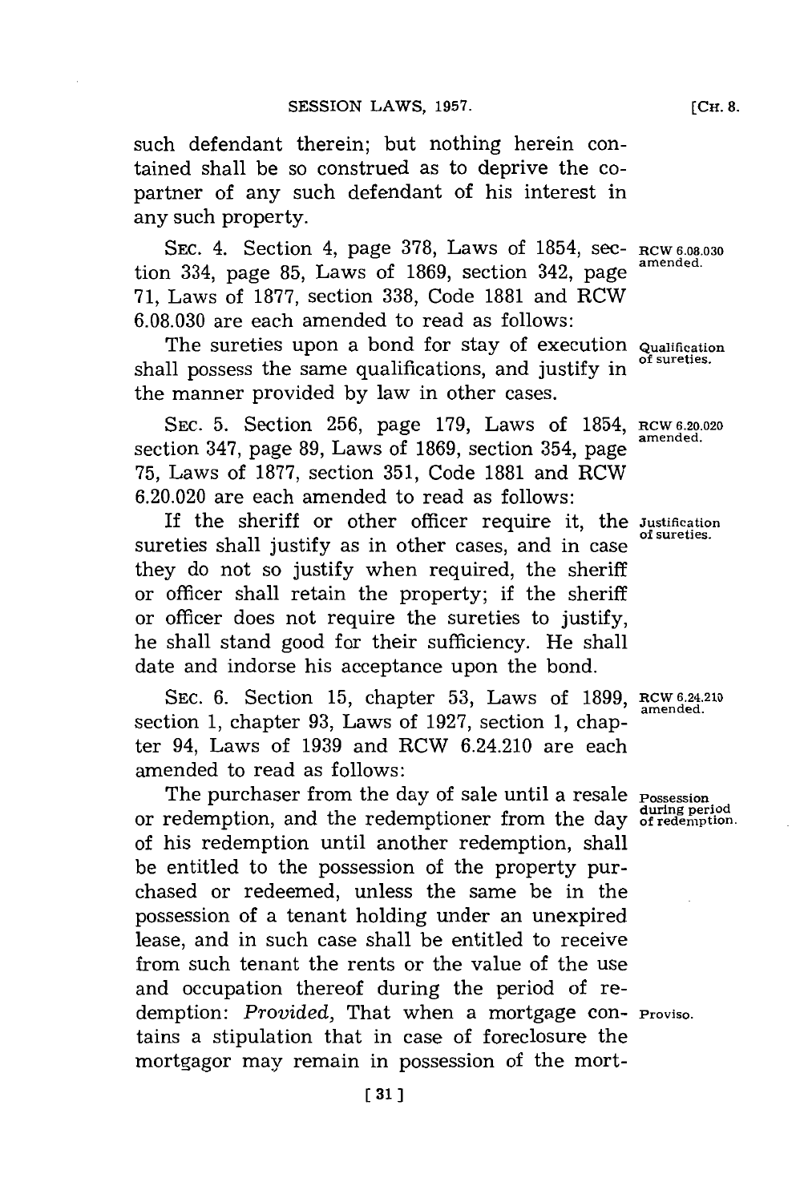such defendant therein; but nothing herein contained shall be so construed as to deprive the copartner of any such defendant of his interest in any such property.

RCW 6.08.030 amended.

SEC. 4. Section 4, page 378, Laws of 1854, section 334, page 85, Laws of 1869, section 342, page 71, Laws of 1877, section 338, Code 1881 and RCW 6.08.030 are each amended to read as follows:

Qualification of sureties.

The sureties upon a bond for stay of execution shall possess the same qualifications, and justify in the manner provided by law in other cases.

RCW 6.20.020 amended.

SEC. 5. Section 256, page 179, Laws of 1854, section 347, page 89, Laws of 1869, section 354, page 75, Laws of 1877, section 351, Code 1881 and RCW 6.20.020 are each amended to read as follows:

Justification of sureties.

If the sheriff or other officer require it, the sureties shall justify as in other cases, and in case they do not so justify when required, the sheriff or officer shall retain the property; if the sheriff or officer does not require the sureties to justify, he shall stand good for their sufficiency. He shall date and indorse his acceptance upon the bond.

RCW 6.24.210 amended.

SEC. 6. Section 15, chapter 53, Laws of 1899, section 1, chapter 93, Laws of 1927, section 1, chapter 94, Laws of 1939 and RCW 6.24.210 are each amended to read as follows:

Possession during period of redemption.

The purchaser from the day of sale until a resale or redemption, and the redemptioner from the day of his redemption until another redemption, shall be entitled to the possession of the property purchased or redeemed, unless the same be in the possession of a tenant holding under an unexpired lease, and in such case shall be entitled to receive from such tenant the rents or the value of the use and occupation thereof during the period of redemption: *Provided*, That when a mortgage contains a stipulation that in case of foreclosure the mortgagor may remain in possession of the mort-

Proviso.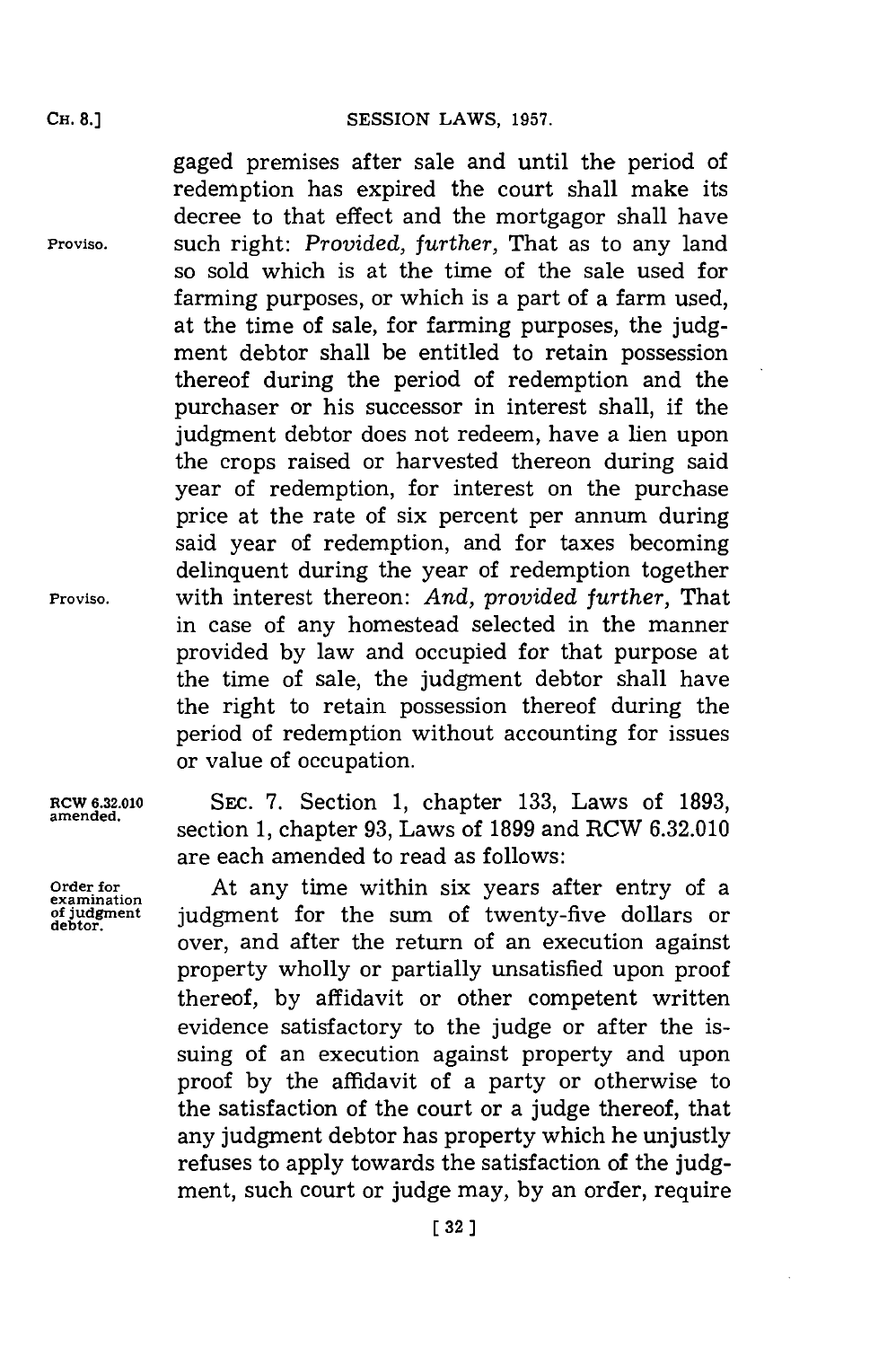gaged premises after sale and until the period of redemption has expired the court shall make its decree to that effect and the mortgagor shall have such right: *Provided, further,* That as to any land so sold which is at the time of the sale used for farming purposes, or which is a part of a farm used, at the time of sale, for farming purposes, the judgment debtor shall be entitled to retain possession thereof during the period of redemption and the purchaser or his successor in interest shall, if the judgment debtor does not redeem, have a lien upon the crops raised or harvested thereon during said year of redemption, for interest on the purchase price at the rate of six percent per annum during said year of redemption, and for taxes becoming delinquent during the year of redemption together with interest thereon: *And, provided further,* That in case of any homestead selected in the manner provided by law and occupied for that purpose at the time of sale, the judgment debtor shall have the right to retain possession thereof during the period of redemption without accounting for issues or value of occupation.

Proviso.

Proviso.

RCW 6.32.010 amended.

SEC. 7. Section 1, chapter 133, Laws of 1893, section 1, chapter 93, Laws of 1899 and RCW 6.32.010 are each amended to read as follows:

Order for examination of judgment debtor.

At any time within six years after entry of a judgment for the sum of twenty-five dollars or over, and after the return of an execution against property wholly or partially unsatisfied upon proof thereof, by affidavit or other competent written evidence satisfactory to the judge or after the issuing of an execution against property and upon proof by the affidavit of a party or otherwise to the satisfaction of the court or a judge thereof, that any judgment debtor has property which he unjustly refuses to apply towards the satisfaction of the judgment, such court or judge may, by an order, require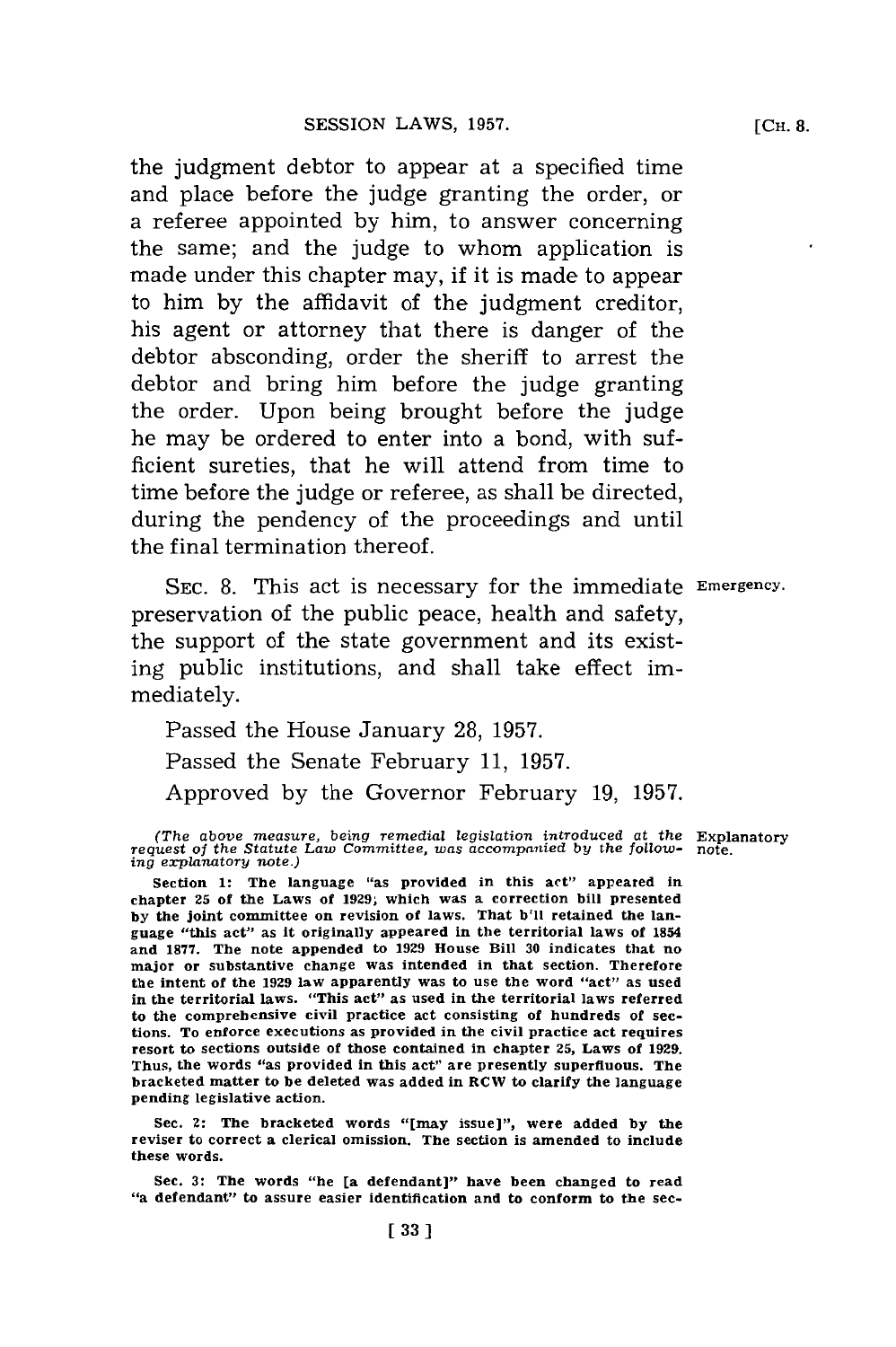the judgment debtor to appear at a specified time and place before the judge granting the order, or a referee appointed by him, to answer concerning the same; and the judge to whom application is made under this chapter may, if it is made to appear to him by the affidavit of the judgment creditor, his agent or attorney that there is danger of the debtor absconding, order the sheriff to arrest the debtor and bring him before the judge granting the order. Upon being brought before the judge he may be ordered to enter into a bond, with sufficient sureties, that he will attend from time to time before the judge or referee, as shall be directed, during the pendency of the proceedings and until the final termination thereof.

Emergency.

SEC. 8. This act is necessary for the immediate preservation of the public peace, health and safety, the support of the state government and its existing public institutions, and shall take effect immediately.

Passed the House January 28, 1957.

Passed the Senate February 11, 1957.

Approved by the Governor February 19, 1957.

Explanatory note.

*(The above measure, being remedial legislation introduced at the request of the Statute Law Committee, was accompanied by the following explanatory note.)*

Section 1: The language "as provided in this act" appeared in chapter 25 of the Laws of 1929; which was a correction bill presented by the joint committee on revision of laws. That bill retained the language "this act" as it originally appeared in the territorial laws of 1854 and 1877. The note appended to 1929 House Bill 30 indicates that no major or substantive change was intended in that section. Therefore the intent of the 1929 law apparently was to use the word "act" as used in the territorial laws. "This act" as used in the territorial laws referred to the comprehensive civil practice act consisting of hundreds of sections. To enforce executions as provided in the civil practice act requires resort to sections outside of those contained in chapter 25, Laws of 1929. Thus, the words "as provided in this act" are presently superfluous. The bracketed matter to be deleted was added in RCW to clarify the language pending legislative action.

Sec. 2: The bracketed words "[may issue]", were added by the reviser to correct a clerical omission. The section is amended to include these words.

Sec. 3: The words "he [a defendant]" have been changed to read "a defendant" to assure easier identification and to conform to the sec-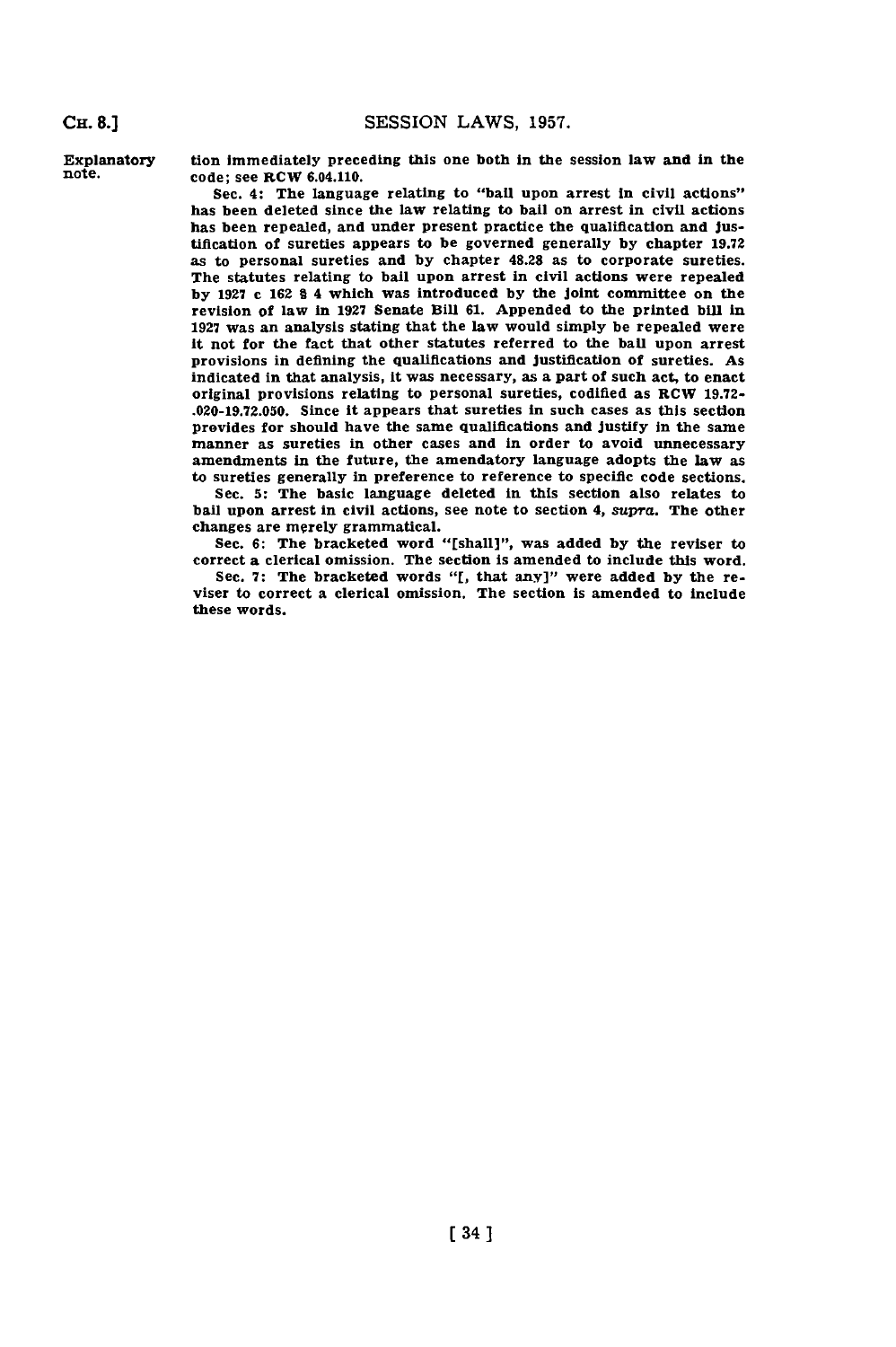Explanatory note.

tion immediately preceding this one both in the session law and in the code; see RCW 6.04.110.

Sec. 4: The language relating to "bail upon arrest in civil actions" has been deleted since the law relating to bail on arrest in civil actions has been repealed, and under present practice the qualification and justification of sureties appears to be governed generally by chapter 19.72 as to personal sureties and by chapter 48.28 as to corporate sureties. The statutes relating to bail upon arrest in civil actions were repealed by 1927 c 162 § 4 which was introduced by the joint committee on the revision of law in 1927 Senate Bill 61. Appended to the printed bill in 1927 was an analysis stating that the law would simply be repealed were it not for the fact that other statutes referred to the bail upon arrest provisions in defining the qualifications and justification of sureties. As indicated in that analysis, it was necessary, as a part of such act, to enact original provisions relating to personal sureties, codified as RCW 19.72-.020-19.72.050. Since it appears that sureties in such cases as this section provides for should have the same qualifications and justify in the same manner as sureties in other cases and in order to avoid unnecessary amendments in the future, the amendatory language adopts the law as to sureties generally in preference to reference to specific code sections.

Sec. 5: The basic language deleted in this section also relates to bail upon arrest in civil actions, see note to section 4, *supra*. The other changes are merely grammatical.

Sec. 6: The bracketed word "[shall]", was added by the reviser to correct a clerical omission. The section is amended to include this word.

Sec. 7: The bracketed words "[, that any]" were added by the reviser to correct a clerical omission. The section is amended to include these words.